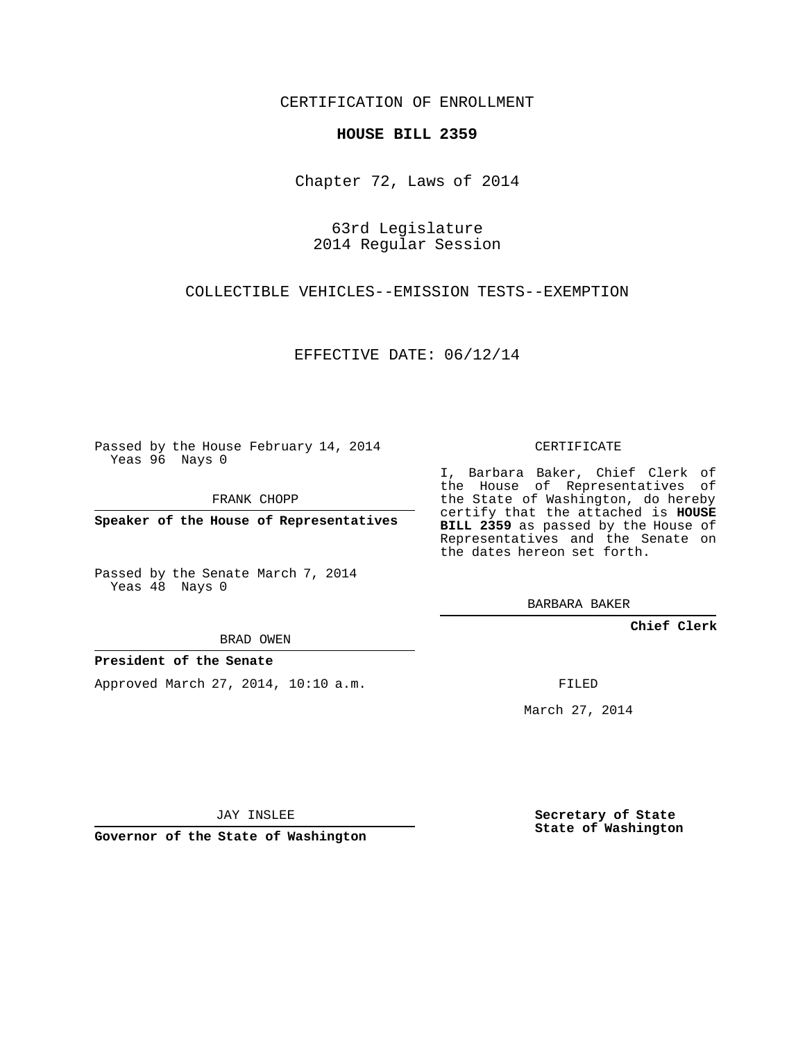CERTIFICATION OF ENROLLMENT

**HOUSE BILL 2359**

Chapter 72, Laws of 2014

63rd Legislature
2014 Regular Session

COLLECTIBLE VEHICLES--EMISSION TESTS--EXEMPTION

EFFECTIVE DATE: 06/12/14

Passed by the House February 14, 2014
Yeas 96 Nays 0

FRANK CHOPP

**Speaker of the House of Representatives**

Passed by the Senate March 7, 2014
Yeas 48 Nays 0

BRAD OWEN

**President of the Senate**

Approved March 27, 2014, 10:10 a.m.

JAY INSLEE

**Governor of the State of Washington**

CERTIFICATE

I, Barbara Baker, Chief Clerk of the House of Representatives of the State of Washington, do hereby certify that the attached is **HOUSE BILL 2359** as passed by the House of Representatives and the Senate on the dates hereon set forth.

BARBARA BAKER

**Chief Clerk**

FILED

March 27, 2014

**Secretary of State**
**State of Washington**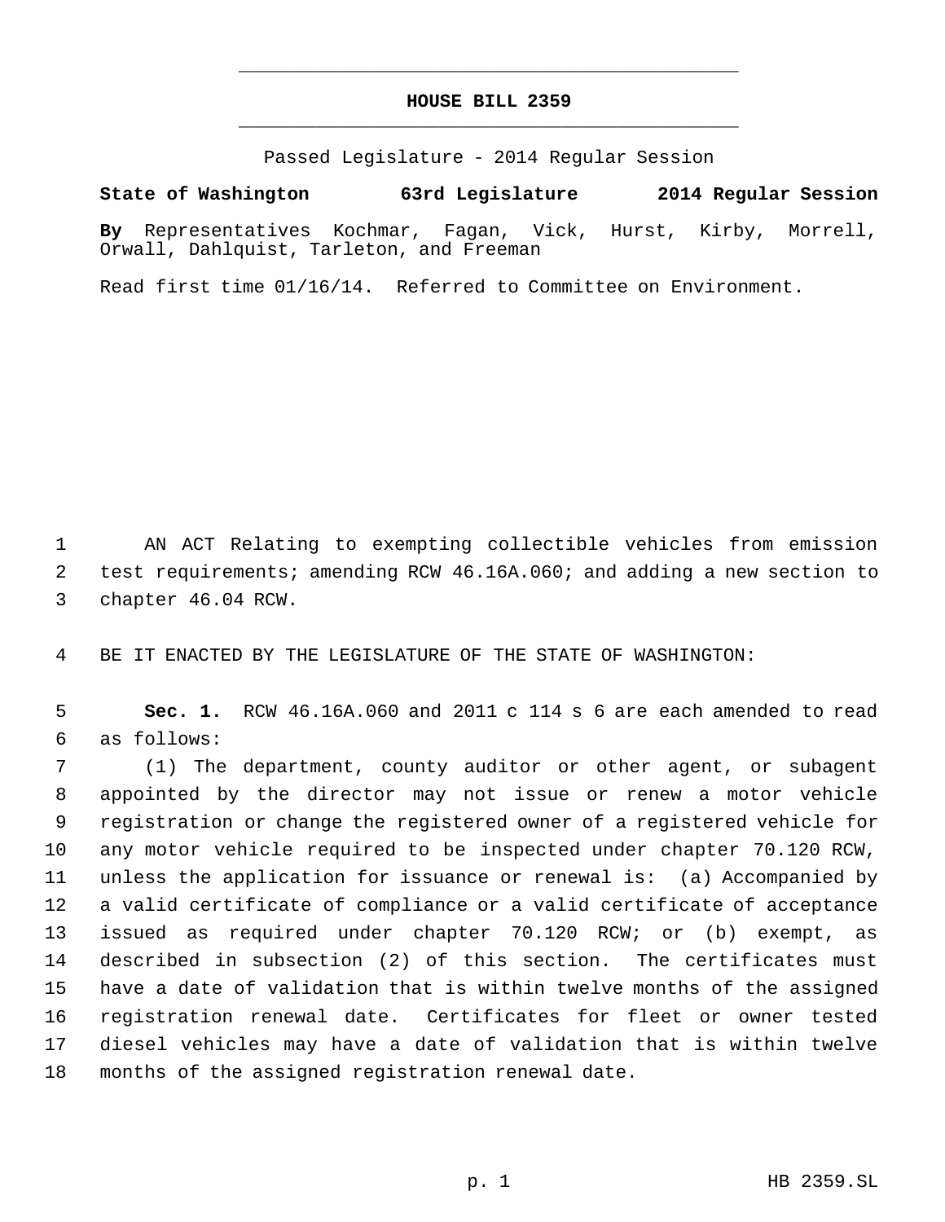# HOUSE BILL 2359

Passed Legislature - 2014 Regular Session

**State of Washington 63rd Legislature 2014 Regular Session**

**By** Representatives Kochmar, Fagan, Vick, Hurst, Kirby, Morrell, Orwall, Dahlquist, Tarleton, and Freeman

Read first time 01/16/14. Referred to Committee on Environment.

AN ACT Relating to exempting collectible vehicles from emission test requirements; amending RCW 46.16A.060; and adding a new section to chapter 46.04 RCW.

BE IT ENACTED BY THE LEGISLATURE OF THE STATE OF WASHINGTON:

**Sec. 1.** RCW 46.16A.060 and 2011 c 114 s 6 are each amended to read as follows:

(1) The department, county auditor or other agent, or subagent appointed by the director may not issue or renew a motor vehicle registration or change the registered owner of a registered vehicle for any motor vehicle required to be inspected under chapter 70.120 RCW, unless the application for issuance or renewal is: (a) Accompanied by a valid certificate of compliance or a valid certificate of acceptance issued as required under chapter 70.120 RCW; or (b) exempt, as described in subsection (2) of this section. The certificates must have a date of validation that is within twelve months of the assigned registration renewal date. Certificates for fleet or owner tested diesel vehicles may have a date of validation that is within twelve months of the assigned registration renewal date.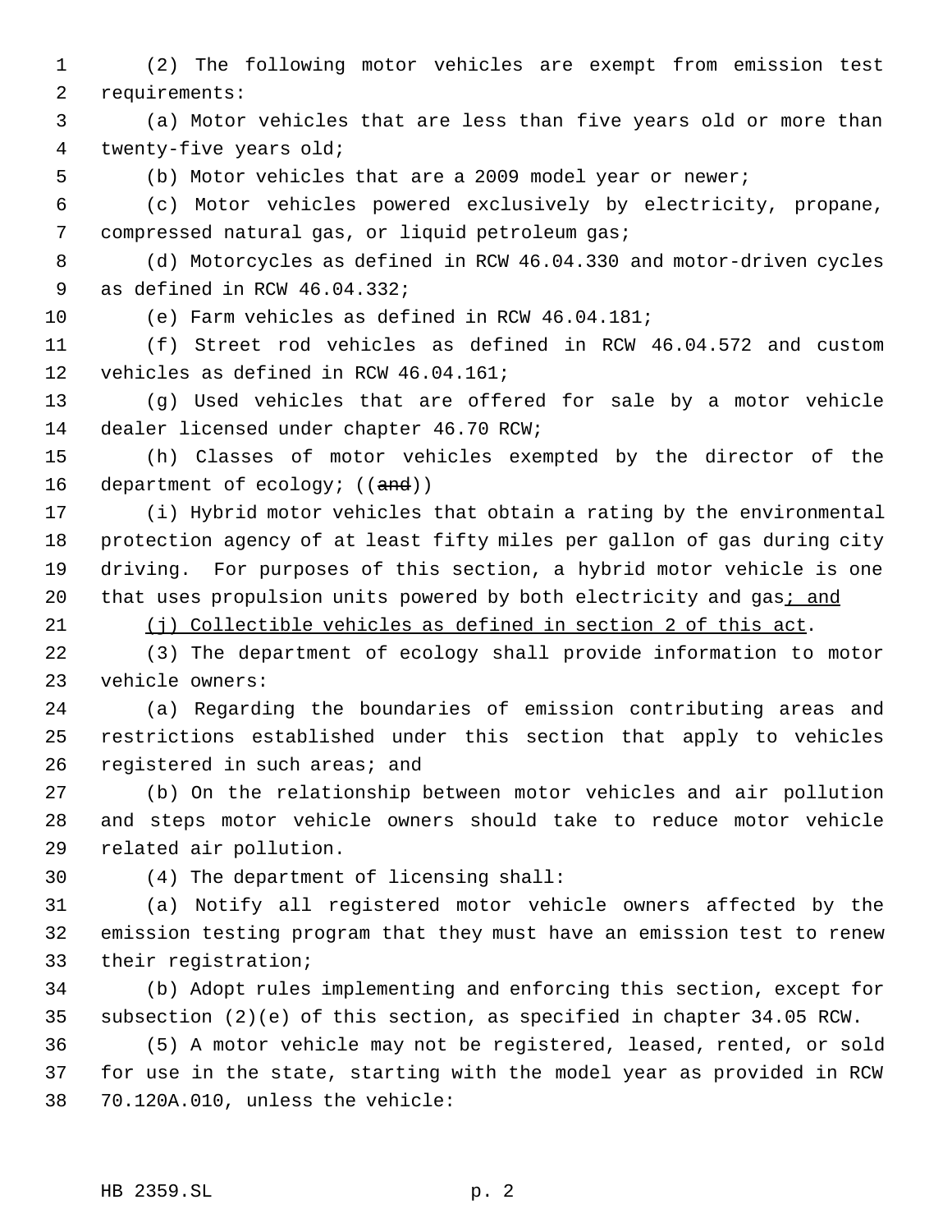(2) The following motor vehicles are exempt from emission test requirements:

(a) Motor vehicles that are less than five years old or more than twenty-five years old;

(b) Motor vehicles that are a 2009 model year or newer;

(c) Motor vehicles powered exclusively by electricity, propane, compressed natural gas, or liquid petroleum gas;

(d) Motorcycles as defined in RCW 46.04.330 and motor-driven cycles as defined in RCW 46.04.332;

(e) Farm vehicles as defined in RCW 46.04.181;

(f) Street rod vehicles as defined in RCW 46.04.572 and custom vehicles as defined in RCW 46.04.161;

(g) Used vehicles that are offered for sale by a motor vehicle dealer licensed under chapter 46.70 RCW;

(h) Classes of motor vehicles exempted by the director of the department of ecology; ((~~and~~))

(i) Hybrid motor vehicles that obtain a rating by the environmental protection agency of at least fifty miles per gallon of gas during city driving. For purposes of this section, a hybrid motor vehicle is one that uses propulsion units powered by both electricity and gas<u>; and</u>

<u>(j) Collectible vehicles as defined in section 2 of this act</u>.

(3) The department of ecology shall provide information to motor vehicle owners:

(a) Regarding the boundaries of emission contributing areas and restrictions established under this section that apply to vehicles registered in such areas; and

(b) On the relationship between motor vehicles and air pollution and steps motor vehicle owners should take to reduce motor vehicle related air pollution.

(4) The department of licensing shall:

(a) Notify all registered motor vehicle owners affected by the emission testing program that they must have an emission test to renew their registration;

(b) Adopt rules implementing and enforcing this section, except for subsection (2)(e) of this section, as specified in chapter 34.05 RCW.

(5) A motor vehicle may not be registered, leased, rented, or sold for use in the state, starting with the model year as provided in RCW 70.120A.010, unless the vehicle: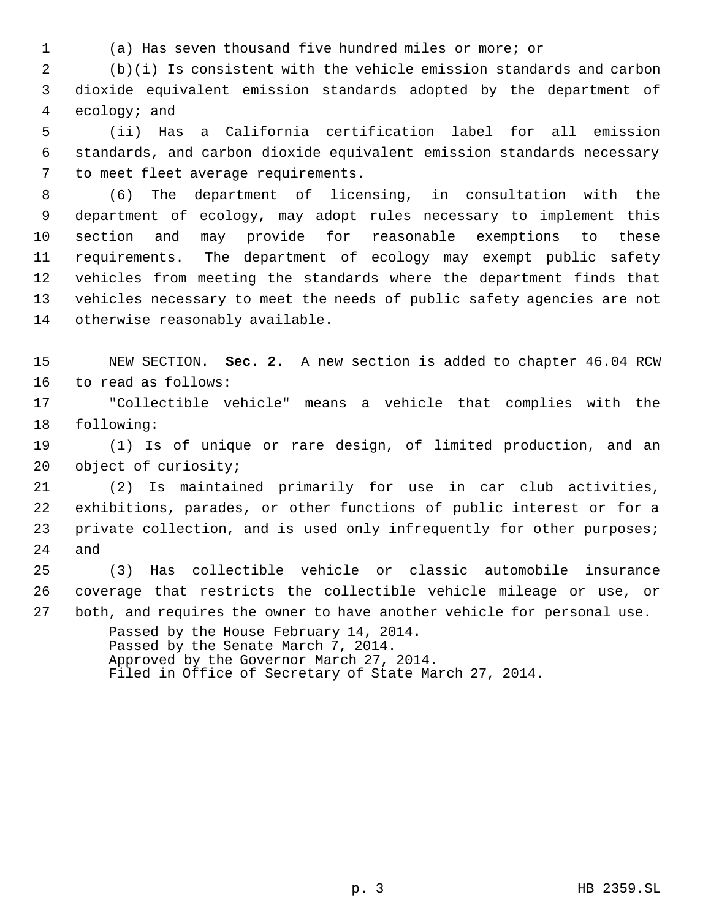(a) Has seven thousand five hundred miles or more; or

(b)(i) Is consistent with the vehicle emission standards and carbon dioxide equivalent emission standards adopted by the department of ecology; and

(ii) Has a California certification label for all emission standards, and carbon dioxide equivalent emission standards necessary to meet fleet average requirements.

(6) The department of licensing, in consultation with the department of ecology, may adopt rules necessary to implement this section and may provide for reasonable exemptions to these requirements. The department of ecology may exempt public safety vehicles from meeting the standards where the department finds that vehicles necessary to meet the needs of public safety agencies are not otherwise reasonably available.

NEW SECTION. **Sec. 2.** A new section is added to chapter 46.04 RCW to read as follows:

"Collectible vehicle" means a vehicle that complies with the following:

(1) Is of unique or rare design, of limited production, and an object of curiosity;

(2) Is maintained primarily for use in car club activities, exhibitions, parades, or other functions of public interest or for a private collection, and is used only infrequently for other purposes; and

(3) Has collectible vehicle or classic automobile insurance coverage that restricts the collectible vehicle mileage or use, or both, and requires the owner to have another vehicle for personal use.

Passed by the House February 14, 2014.
Passed by the Senate March 7, 2014.
Approved by the Governor March 27, 2014.
Filed in Office of Secretary of State March 27, 2014.